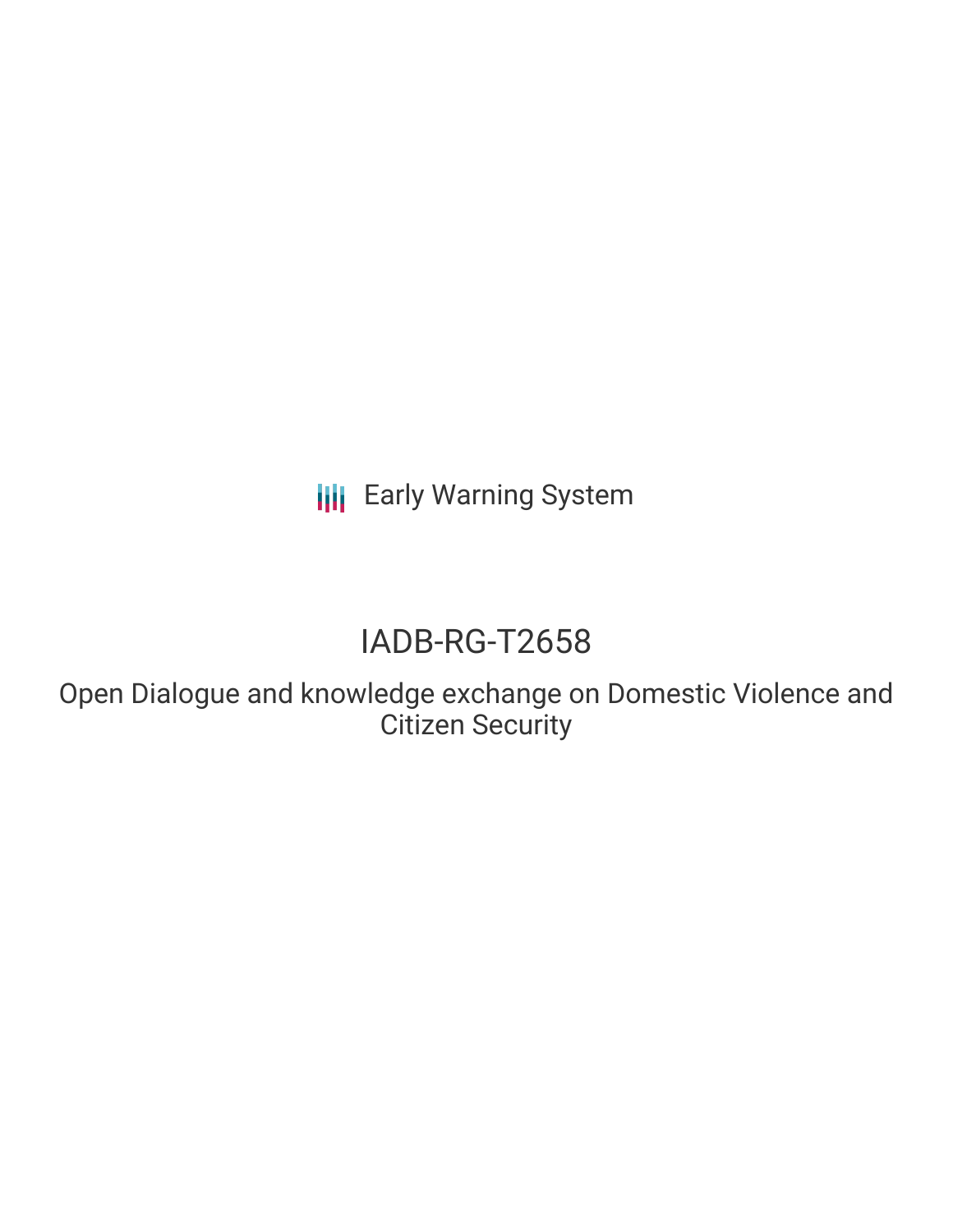Early Warning System

# IADB-RG-T2658

## Open Dialogue and knowledge exchange on Domestic Violence and Citizen Security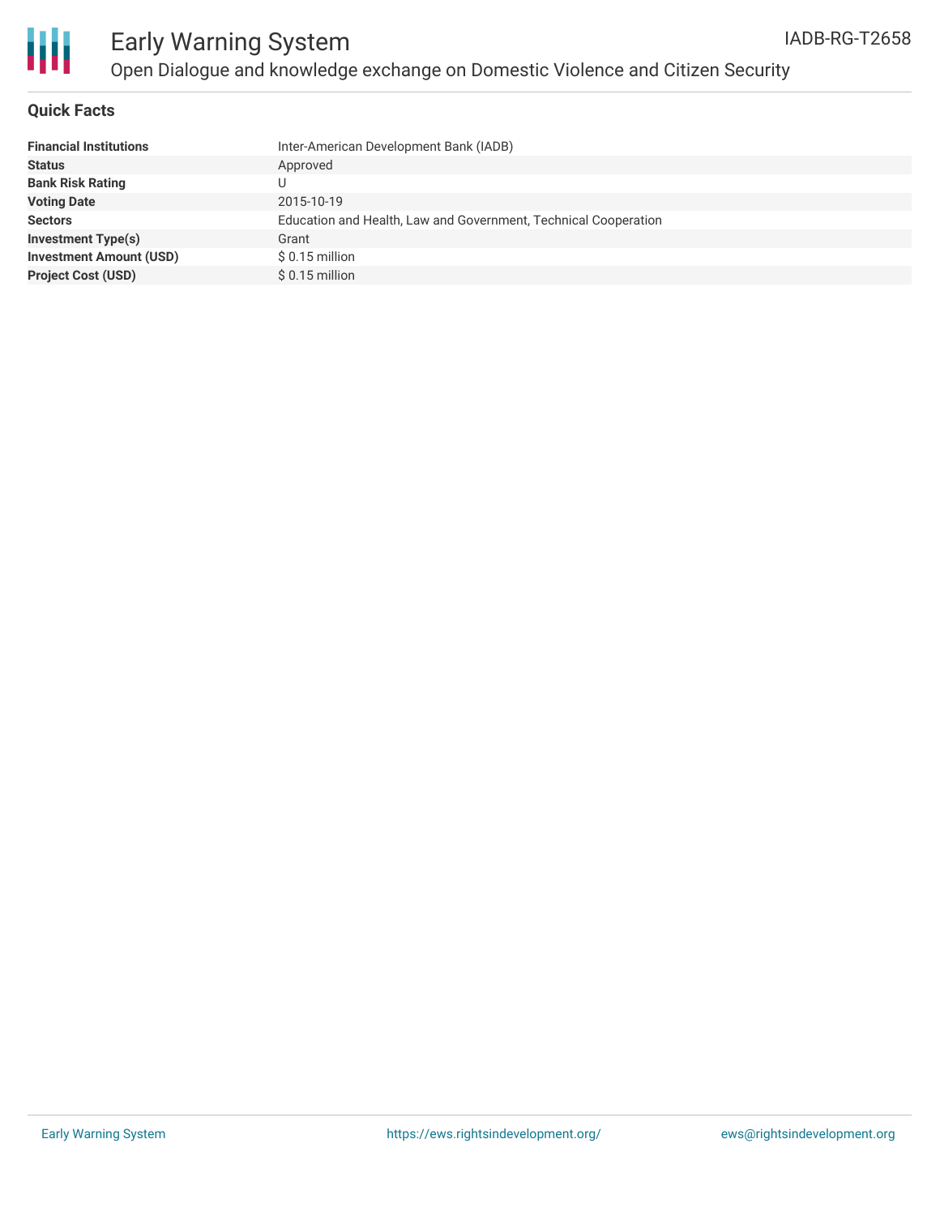# Early Warning System

## Open Dialogue and knowledge exchange on Domestic Violence and Citizen Security

IADB-RG-T2658

### Quick Facts

| | |
|---|---|
| **Financial Institutions** | Inter-American Development Bank (IADB) |
| **Status** | Approved |
| **Bank Risk Rating** | U |
| **Voting Date** | 2015-10-19 |
| **Sectors** | Education and Health, Law and Government, Technical Cooperation |
| **Investment Type(s)** | Grant |
| **Investment Amount (USD)** | $ 0.15 million |
| **Project Cost (USD)** | $ 0.15 million |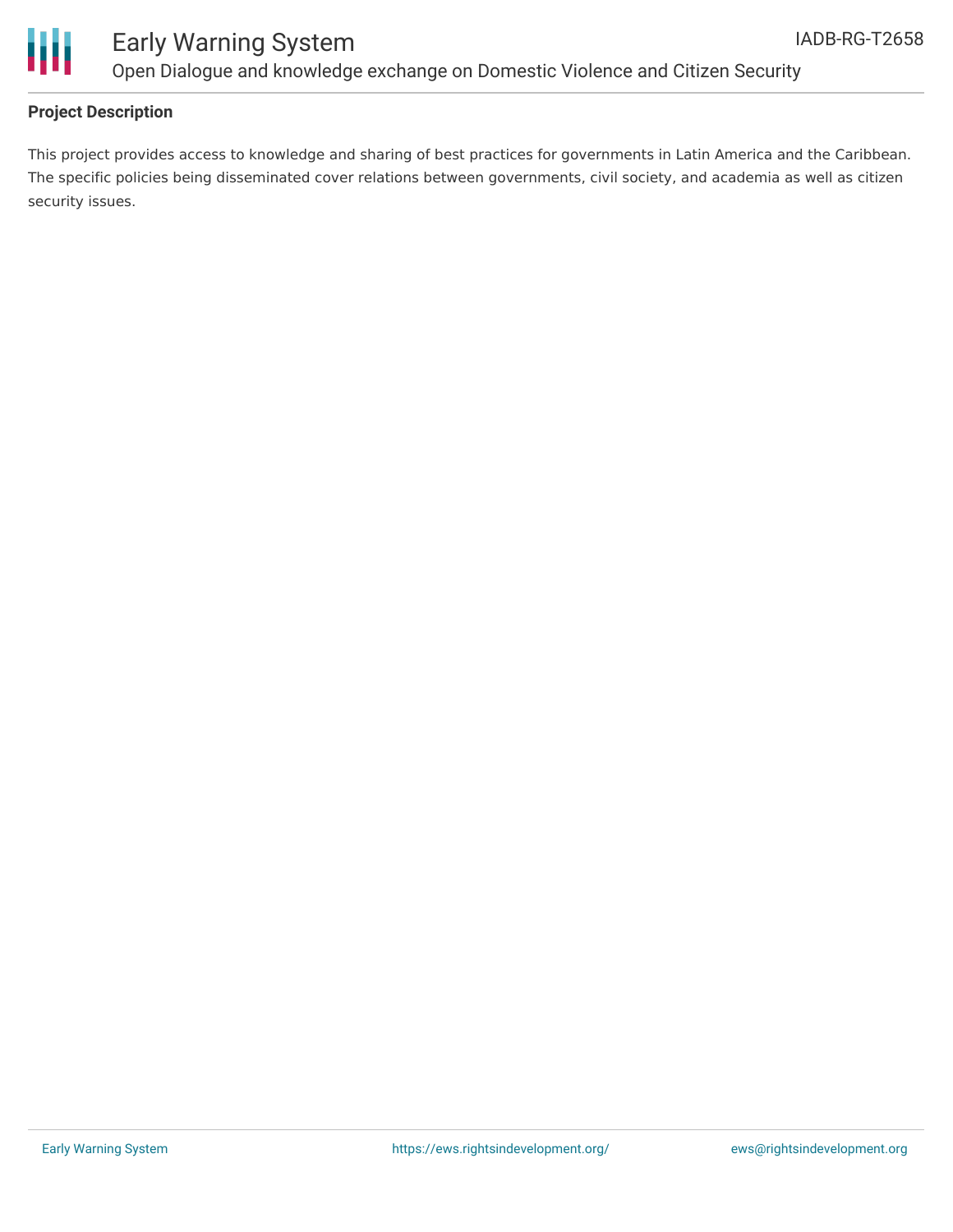**Project Description**

This project provides access to knowledge and sharing of best practices for governments in Latin America and the Caribbean. The specific policies being disseminated cover relations between governments, civil society, and academia as well as citizen security issues.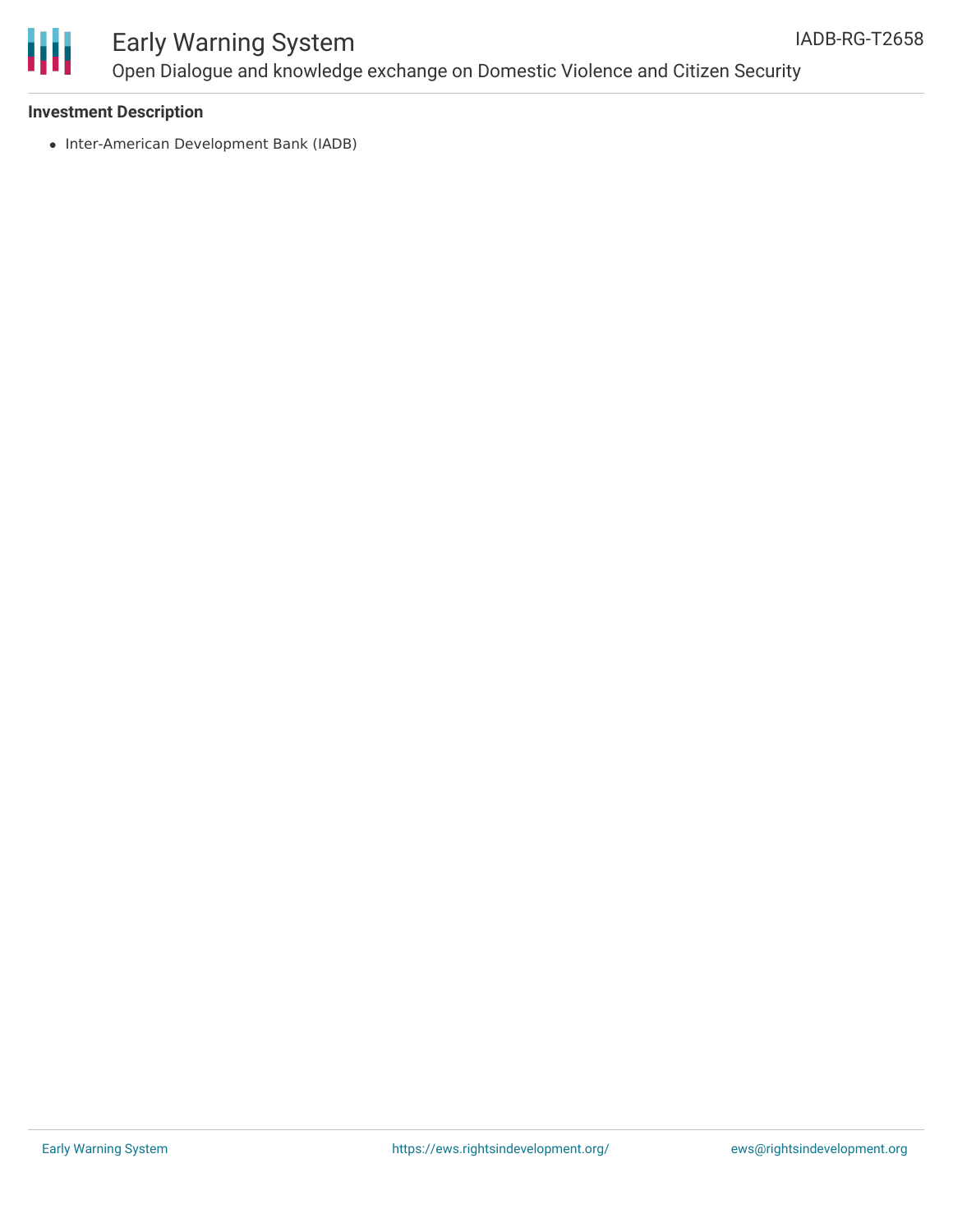**Investment Description**

- Inter-American Development Bank (IADB)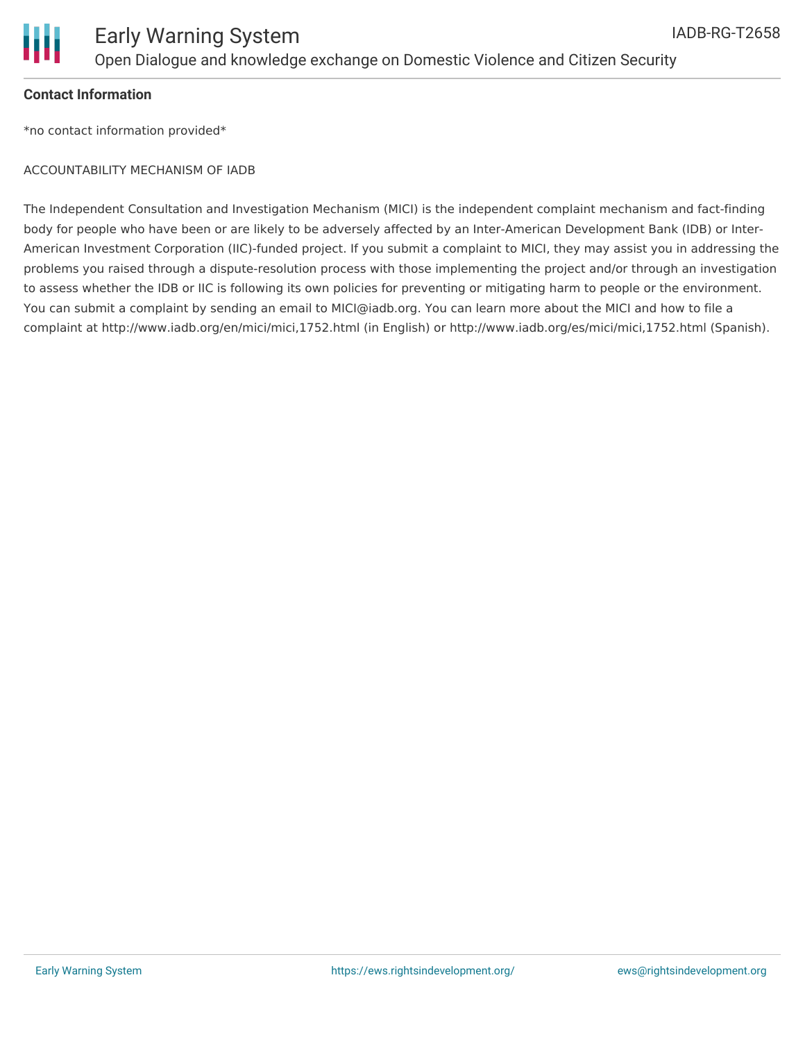**Contact Information**

*no contact information provided*

ACCOUNTABILITY MECHANISM OF IADB

The Independent Consultation and Investigation Mechanism (MICI) is the independent complaint mechanism and fact-finding body for people who have been or are likely to be adversely affected by an Inter-American Development Bank (IDB) or Inter-American Investment Corporation (IIC)-funded project. If you submit a complaint to MICI, they may assist you in addressing the problems you raised through a dispute-resolution process with those implementing the project and/or through an investigation to assess whether the IDB or IIC is following its own policies for preventing or mitigating harm to people or the environment. You can submit a complaint by sending an email to MICI@iadb.org. You can learn more about the MICI and how to file a complaint at http://www.iadb.org/en/mici/mici,1752.html (in English) or http://www.iadb.org/es/mici/mici,1752.html (Spanish).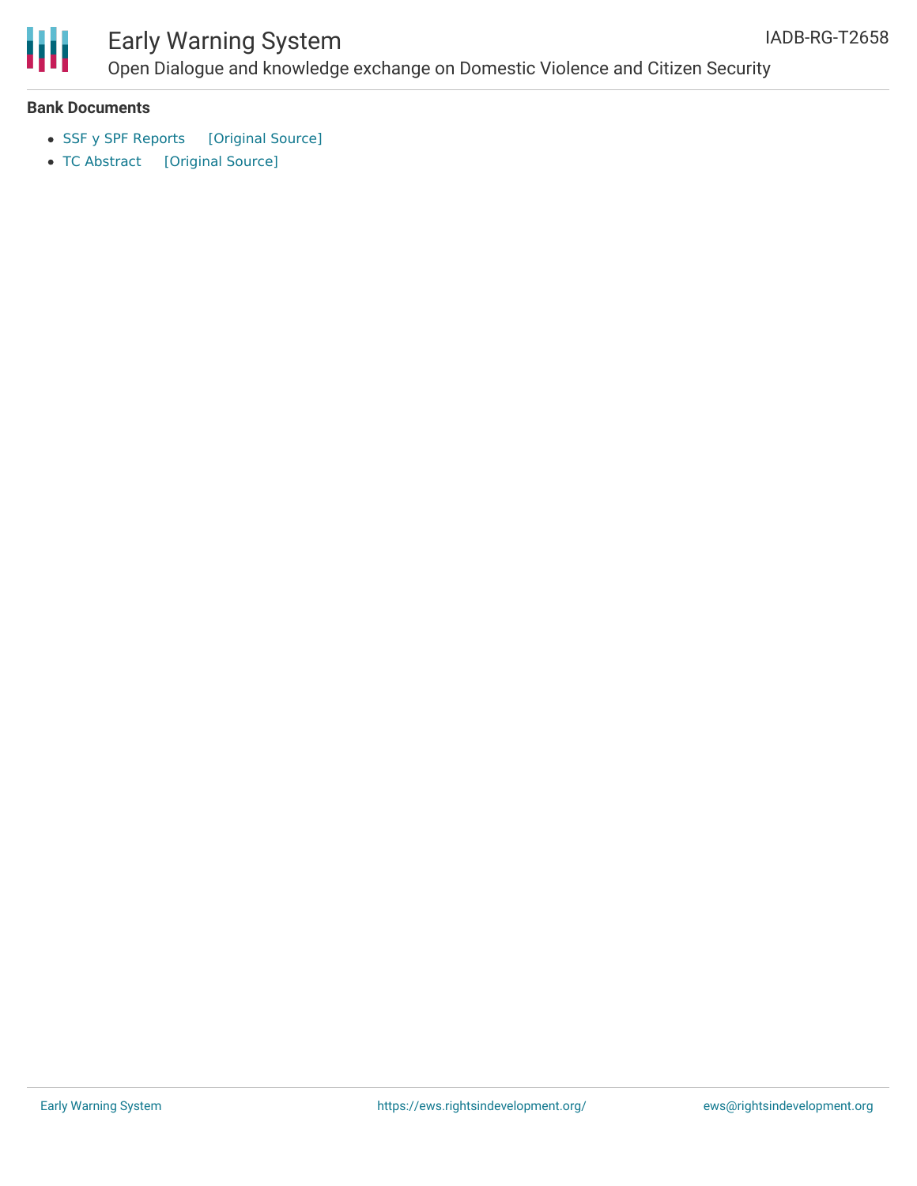**Bank Documents**

- SSF y SPF Reports [Original Source]
- TC Abstract [Original Source]